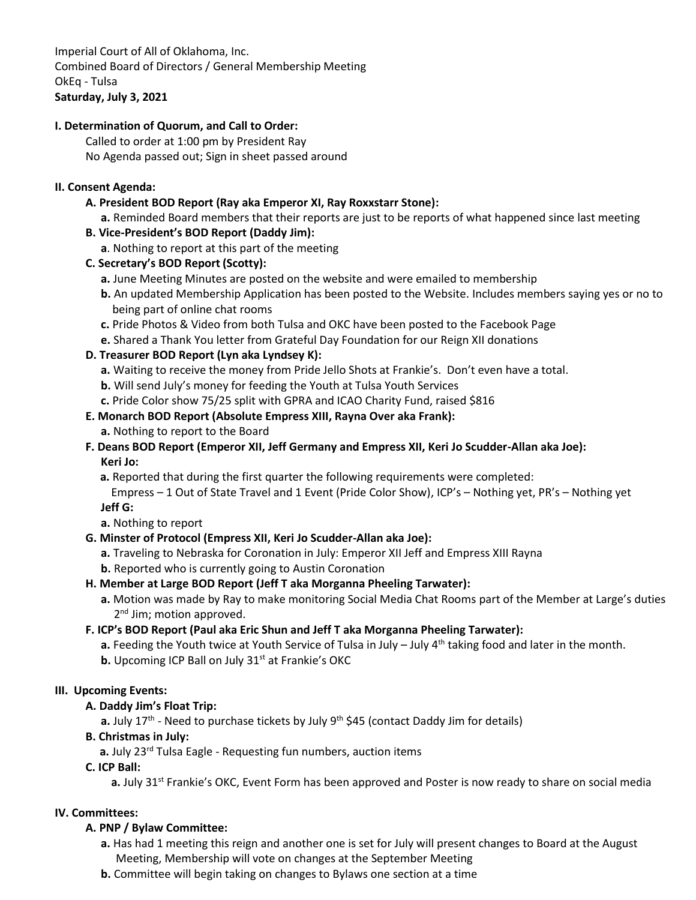Imperial Court of All of Oklahoma, Inc.
Combined Board of Directors / General Membership Meeting
OkEq - Tulsa
**Saturday, July 3, 2021**

**I. Determination of Quorum, and Call to Order:**

Called to order at 1:00 pm by President Ray
No Agenda passed out; Sign in sheet passed around

**II. Consent Agenda:**

**A. President BOD Report (Ray aka Emperor XI, Ray Roxxstarr Stone):**

**a.** Reminded Board members that their reports are just to be reports of what happened since last meeting

**B. Vice-President's BOD Report (Daddy Jim):**

**a**. Nothing to report at this part of the meeting

**C. Secretary's BOD Report (Scotty):**

**a.** June Meeting Minutes are posted on the website and were emailed to membership
**b.** An updated Membership Application has been posted to the Website. Includes members saying yes or no to being part of online chat rooms
**c.** Pride Photos & Video from both Tulsa and OKC have been posted to the Facebook Page
**e.** Shared a Thank You letter from Grateful Day Foundation for our Reign XII donations

**D. Treasurer BOD Report (Lyn aka Lyndsey K):**

**a.** Waiting to receive the money from Pride Jello Shots at Frankie's. Don't even have a total.
**b.** Will send July's money for feeding the Youth at Tulsa Youth Services
**c.** Pride Color show 75/25 split with GPRA and ICAO Charity Fund, raised $816

**E. Monarch BOD Report (Absolute Empress XIII, Rayna Over aka Frank):**

**a.** Nothing to report to the Board

**F. Deans BOD Report (Emperor XII, Jeff Germany and Empress XII, Keri Jo Scudder-Allan aka Joe):**

**Keri Jo:**

**a.** Reported that during the first quarter the following requirements were completed:
Empress – 1 Out of State Travel and 1 Event (Pride Color Show), ICP's – Nothing yet, PR's – Nothing yet

**Jeff G:**

**a.** Nothing to report

**G. Minster of Protocol (Empress XII, Keri Jo Scudder-Allan aka Joe):**

**a.** Traveling to Nebraska for Coronation in July: Emperor XII Jeff and Empress XIII Rayna
**b.** Reported who is currently going to Austin Coronation

**H. Member at Large BOD Report (Jeff T aka Morganna Pheeling Tarwater):**

**a.** Motion was made by Ray to make monitoring Social Media Chat Rooms part of the Member at Large's duties 2nd Jim; motion approved.

**F. ICP's BOD Report (Paul aka Eric Shun and Jeff T aka Morganna Pheeling Tarwater):**

**a.** Feeding the Youth twice at Youth Service of Tulsa in July – July 4th taking food and later in the month.
**b.** Upcoming ICP Ball on July 31st at Frankie's OKC

**III. Upcoming Events:**

**A. Daddy Jim's Float Trip:**

**a.** July 17th - Need to purchase tickets by July 9th $45 (contact Daddy Jim for details)

**B. Christmas in July:**

**a.** July 23rd Tulsa Eagle - Requesting fun numbers, auction items

**C. ICP Ball:**

**a.** July 31st Frankie's OKC, Event Form has been approved and Poster is now ready to share on social media

**IV. Committees:**

**A. PNP / Bylaw Committee:**

**a.** Has had 1 meeting this reign and another one is set for July will present changes to Board at the August Meeting, Membership will vote on changes at the September Meeting
**b.** Committee will begin taking on changes to Bylaws one section at a time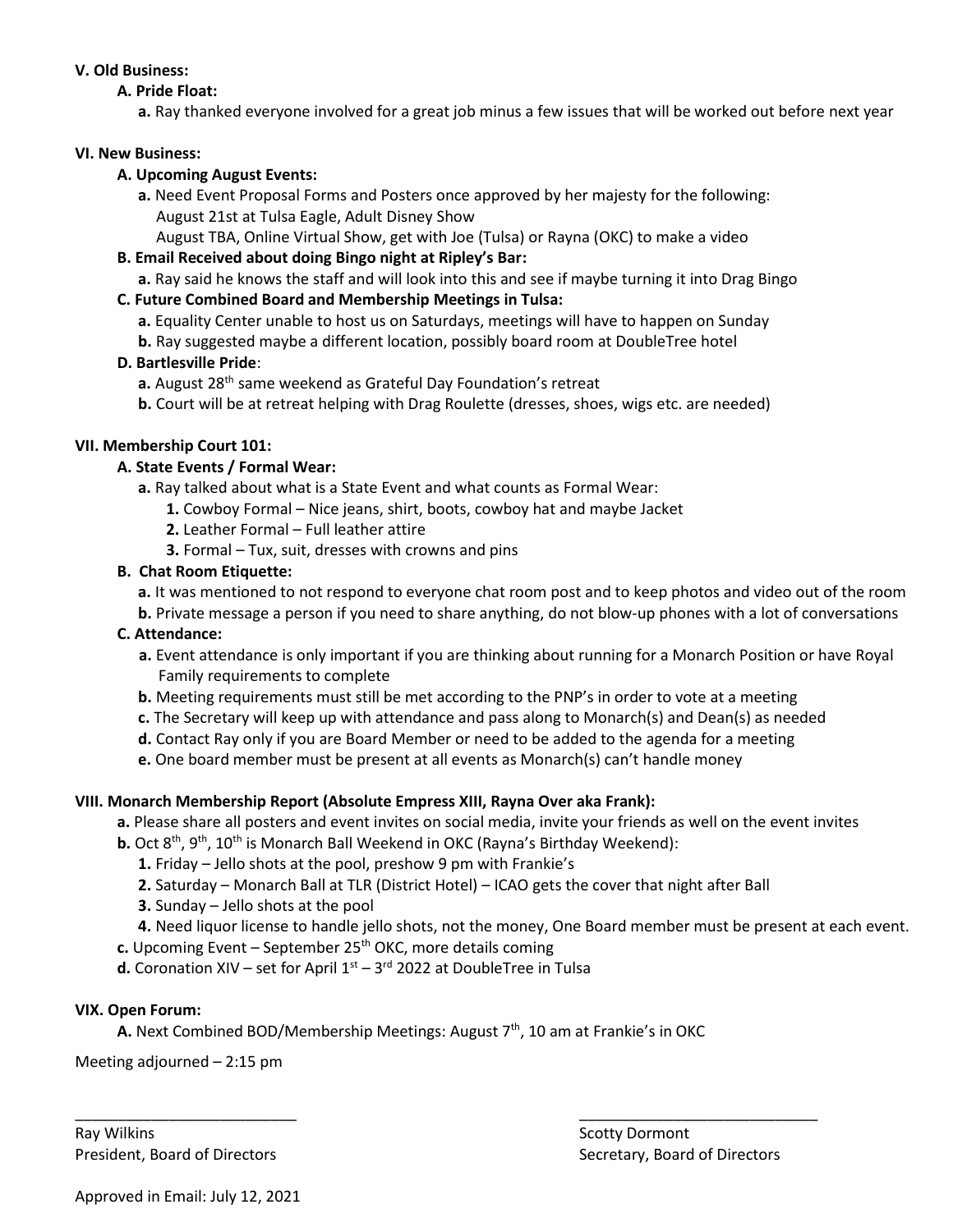**V. Old Business:**

**A. Pride Float:**

**a.** Ray thanked everyone involved for a great job minus a few issues that will be worked out before next year

**VI. New Business:**

**A. Upcoming August Events:**

**a.** Need Event Proposal Forms and Posters once approved by her majesty for the following:
August 21st at Tulsa Eagle, Adult Disney Show
August TBA, Online Virtual Show, get with Joe (Tulsa) or Rayna (OKC) to make a video

**B. Email Received about doing Bingo night at Ripley's Bar:**

**a.** Ray said he knows the staff and will look into this and see if maybe turning it into Drag Bingo

**C. Future Combined Board and Membership Meetings in Tulsa:**

**a.** Equality Center unable to host us on Saturdays, meetings will have to happen on Sunday

**b.** Ray suggested maybe a different location, possibly board room at DoubleTree hotel

**D. Bartlesville Pride**:

**a.** August 28th same weekend as Grateful Day Foundation's retreat

**b.** Court will be at retreat helping with Drag Roulette (dresses, shoes, wigs etc. are needed)

**VII. Membership Court 101:**

**A. State Events / Formal Wear:**

**a.** Ray talked about what is a State Event and what counts as Formal Wear:

**1.** Cowboy Formal – Nice jeans, shirt, boots, cowboy hat and maybe Jacket

**2.** Leather Formal – Full leather attire

**3.** Formal – Tux, suit, dresses with crowns and pins

**B. Chat Room Etiquette:**

**a.** It was mentioned to not respond to everyone chat room post and to keep photos and video out of the room

**b.** Private message a person if you need to share anything, do not blow-up phones with a lot of conversations

**C. Attendance:**

**a.** Event attendance is only important if you are thinking about running for a Monarch Position or have Royal Family requirements to complete

**b.** Meeting requirements must still be met according to the PNP's in order to vote at a meeting

**c.** The Secretary will keep up with attendance and pass along to Monarch(s) and Dean(s) as needed

**d.** Contact Ray only if you are Board Member or need to be added to the agenda for a meeting

**e.** One board member must be present at all events as Monarch(s) can't handle money

**VIII. Monarch Membership Report (Absolute Empress XIII, Rayna Over aka Frank):**

**a.** Please share all posters and event invites on social media, invite your friends as well on the event invites

**b.** Oct 8th, 9th, 10th is Monarch Ball Weekend in OKC (Rayna's Birthday Weekend):

**1.** Friday – Jello shots at the pool, preshow 9 pm with Frankie's

**2.** Saturday – Monarch Ball at TLR (District Hotel) – ICAO gets the cover that night after Ball

**3.** Sunday – Jello shots at the pool

**4.** Need liquor license to handle jello shots, not the money, One Board member must be present at each event.

**c.** Upcoming Event – September 25th OKC, more details coming

**d.** Coronation XIV – set for April 1st – 3rd 2022 at DoubleTree in Tulsa

**VIX. Open Forum:**

**A.** Next Combined BOD/Membership Meetings: August 7th, 10 am at Frankie's in OKC

Meeting adjourned – 2:15 pm

___________________________
Ray Wilkins
President, Board of Directors

___________________________
Scotty Dormont
Secretary, Board of Directors

Approved in Email: July 12, 2021